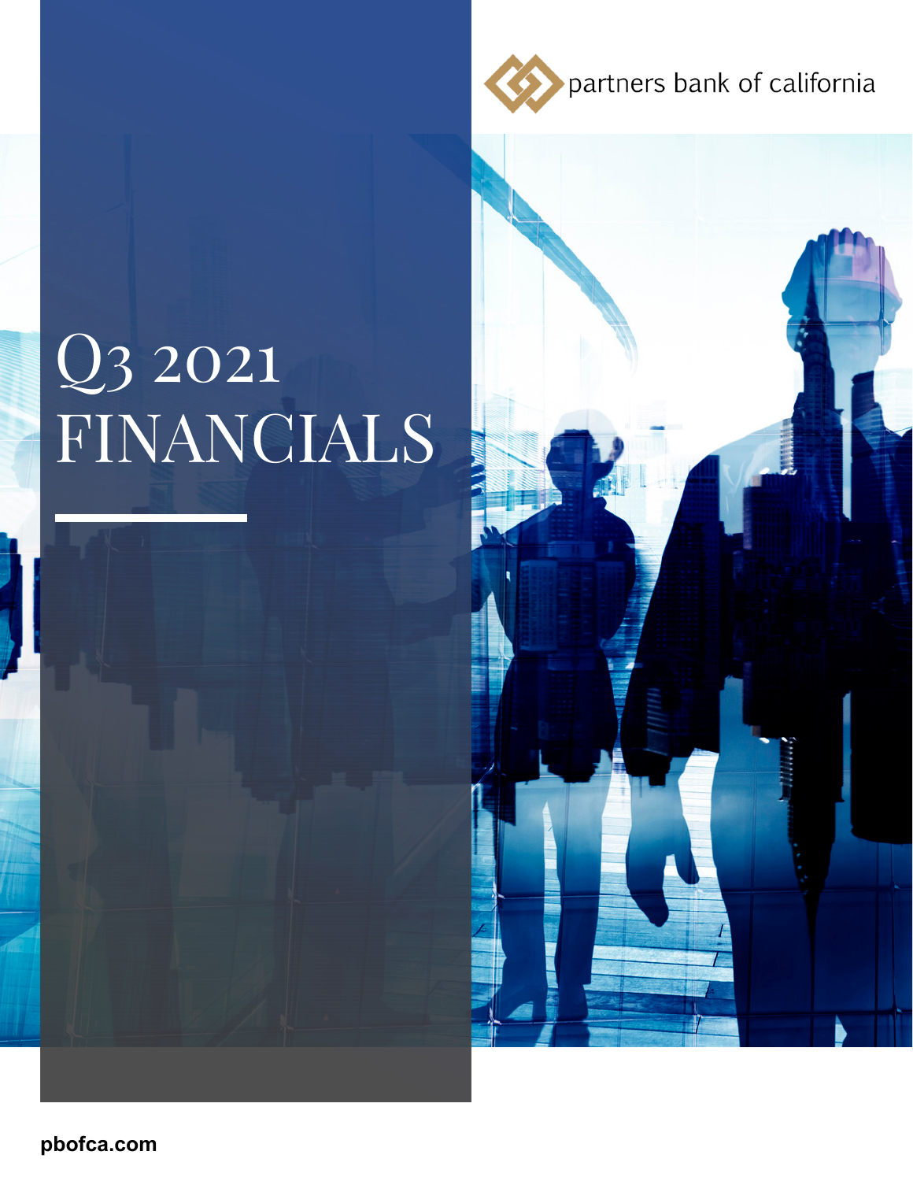partners bank of california

# Q3 2021 FINANCIALS

pbofca.com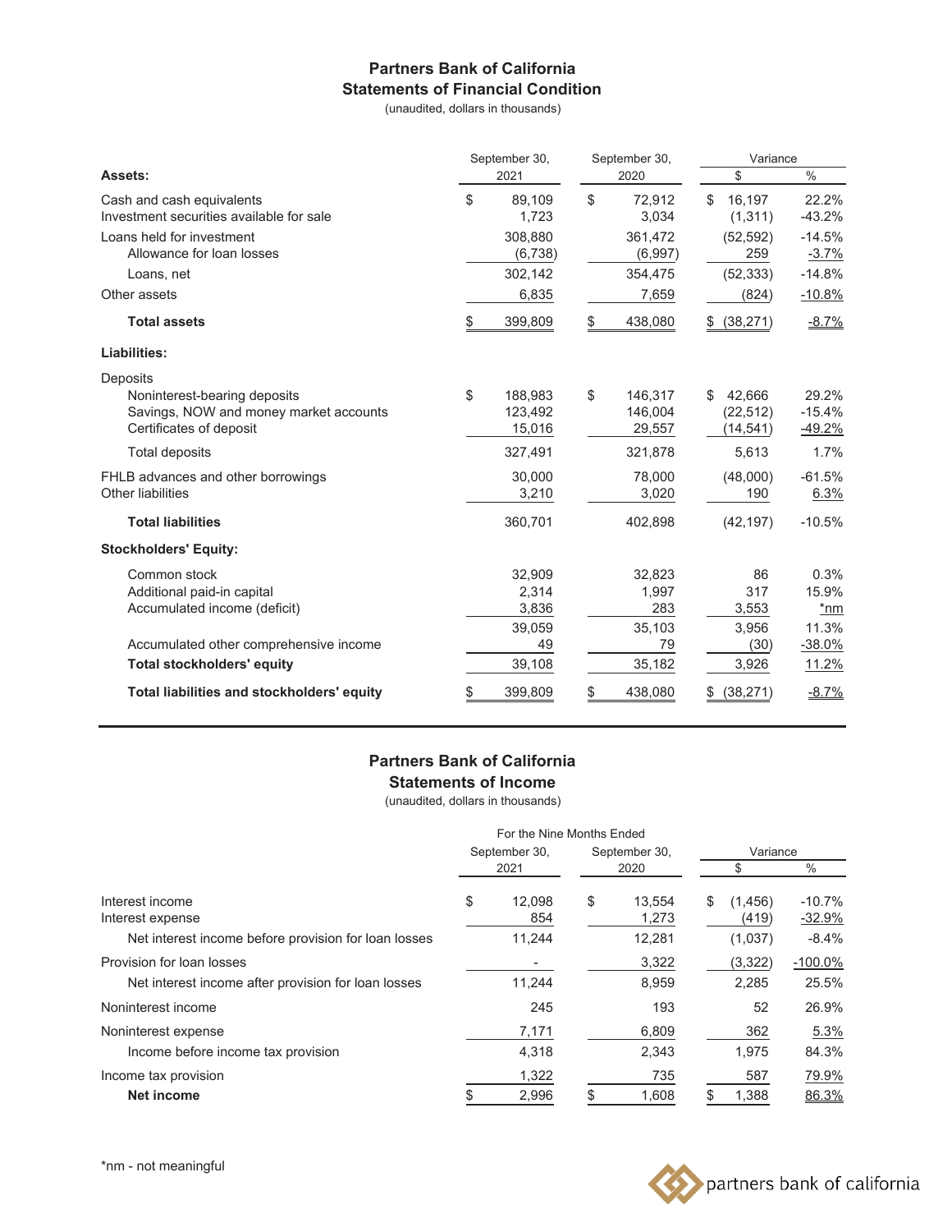# Partners Bank of California

## Statements of Financial Condition

(unaudited, dollars in thousands)

| Assets: | September 30, 2021 | September 30, 2020 | Variance $ | Variance % |
|---|---|---|---|---|
| Cash and cash equivalents | $ 89,109 | $ 72,912 | $ 16,197 | 22.2% |
| Investment securities available for sale | 1,723 | 3,034 | (1,311) | -43.2% |
| Loans held for investment | 308,880 | 361,472 | (52,592) | -14.5% |
| Allowance for loan losses | (6,738) | (6,997) | 259 | -3.7% |
| Loans, net | 302,142 | 354,475 | (52,333) | -14.8% |
| Other assets | 6,835 | 7,659 | (824) | -10.8% |
| **Total assets** | $ 399,809 | $ 438,080 | $ (38,271) | -8.7% |
| **Liabilities:** | | | | |
| Deposits | | | | |
| Noninterest-bearing deposits | $ 188,983 | $ 146,317 | $ 42,666 | 29.2% |
| Savings, NOW and money market accounts | 123,492 | 146,004 | (22,512) | -15.4% |
| Certificates of deposit | 15,016 | 29,557 | (14,541) | -49.2% |
| Total deposits | 327,491 | 321,878 | 5,613 | 1.7% |
| FHLB advances and other borrowings | 30,000 | 78,000 | (48,000) | -61.5% |
| Other liabilities | 3,210 | 3,020 | 190 | 6.3% |
| **Total liabilities** | 360,701 | 402,898 | (42,197) | -10.5% |
| **Stockholders' Equity:** | | | | |
| Common stock | 32,909 | 32,823 | 86 | 0.3% |
| Additional paid-in capital | 2,314 | 1,997 | 317 | 15.9% |
| Accumulated income (deficit) | 3,836 | 283 | 3,553 | *nm |
| | 39,059 | 35,103 | 3,956 | 11.3% |
| Accumulated other comprehensive income | 49 | 79 | (30) | -38.0% |
| **Total stockholders' equity** | 39,108 | 35,182 | 3,926 | 11.2% |
| **Total liabilities and stockholders' equity** | $ 399,809 | $ 438,080 | $ (38,271) | -8.7% |

# Partners Bank of California

## Statements of Income

(unaudited, dollars in thousands)

| | For the Nine Months Ended September 30, 2021 | For the Nine Months Ended September 30, 2020 | Variance $ | Variance % |
|---|---|---|---|---|
| Interest income | $ 12,098 | $ 13,554 | $ (1,456) | -10.7% |
| Interest expense | 854 | 1,273 | (419) | -32.9% |
| Net interest income before provision for loan losses | 11,244 | 12,281 | (1,037) | -8.4% |
| Provision for loan losses | - | 3,322 | (3,322) | -100.0% |
| Net interest income after provision for loan losses | 11,244 | 8,959 | 2,285 | 25.5% |
| Noninterest income | 245 | 193 | 52 | 26.9% |
| Noninterest expense | 7,171 | 6,809 | 362 | 5.3% |
| Income before income tax provision | 4,318 | 2,343 | 1,975 | 84.3% |
| Income tax provision | 1,322 | 735 | 587 | 79.9% |
| **Net income** | $ 2,996 | $ 1,608 | $ 1,388 | 86.3% |

*nm - not meaningful

partners bank of california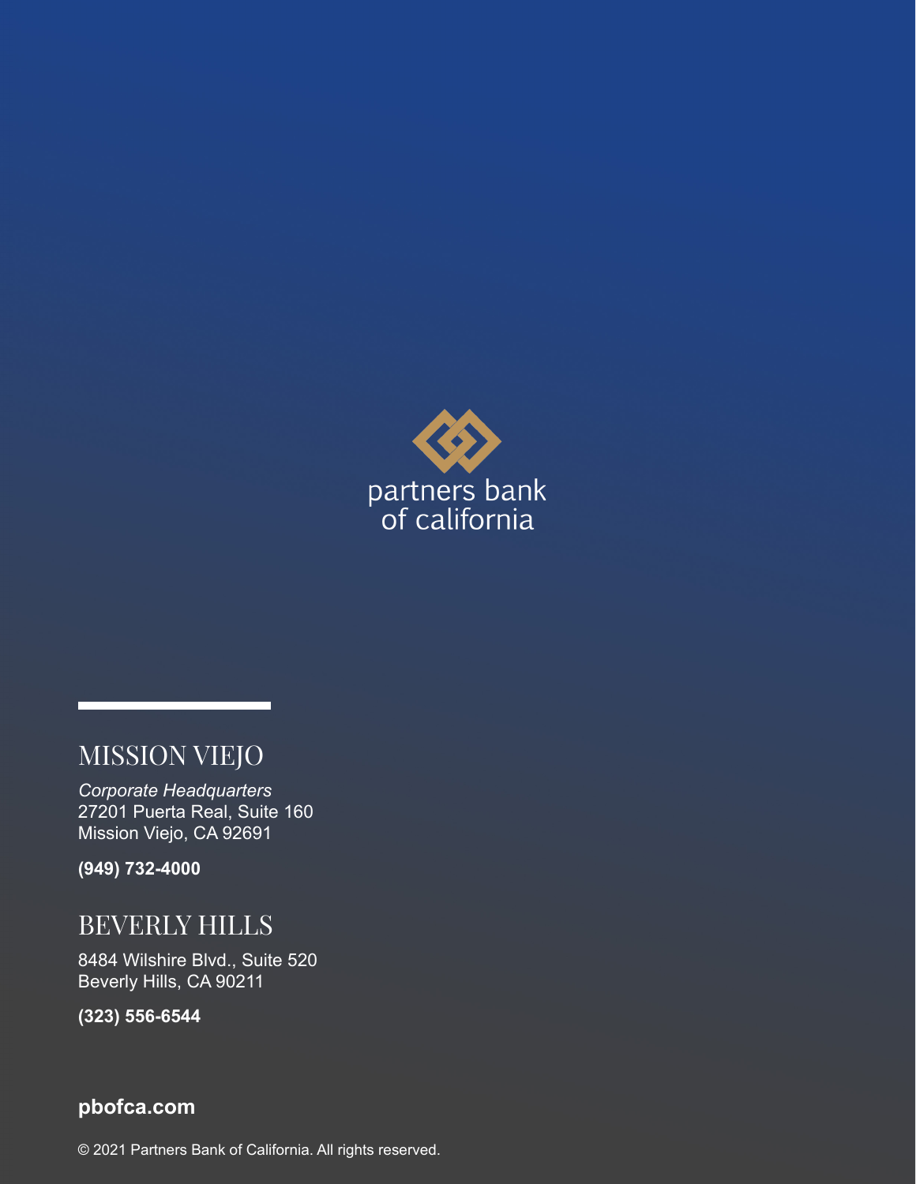partners bank
of california

## MISSION VIEJO

*Corporate Headquarters*
27201 Puerta Real, Suite 160
Mission Viejo, CA 92691

**(949) 732-4000**

## BEVERLY HILLS

8484 Wilshire Blvd., Suite 520
Beverly Hills, CA 90211

**(323) 556-6544**

**pbofca.com**

© 2021 Partners Bank of California. All rights reserved.